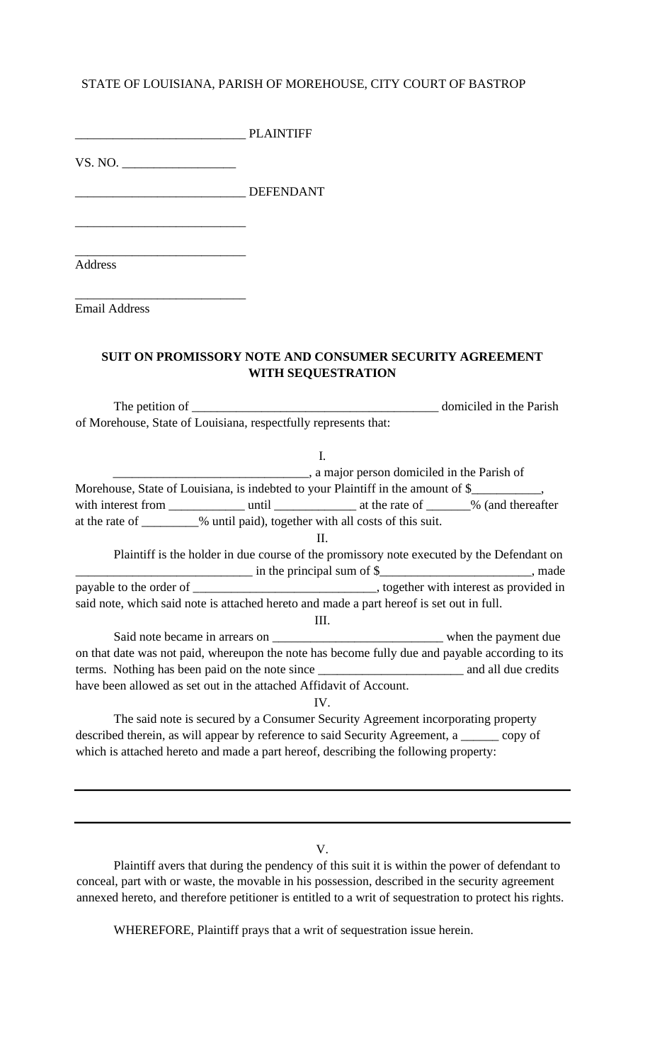STATE OF LOUISIANA, PARISH OF MOREHOUSE, CITY COURT OF BASTROP

__________________________ PLAINTIFF

VS. NO. _________________

__________________________ DEFENDANT

__________________________

__________________________
Address

__________________________
Email Address

**SUIT ON PROMISSORY NOTE AND CONSUMER SECURITY AGREEMENT WITH SEQUESTRATION**

The petition of ______________________________________ domiciled in the Parish of Morehouse, State of Louisiana, respectfully represents that:

I.

______________________________, a major person domiciled in the Parish of Morehouse, State of Louisiana, is indebted to your Plaintiff in the amount of $__________, with interest from ____________ until ____________ at the rate of _______% (and thereafter at the rate of _________% until paid), together with all costs of this suit.

II.

Plaintiff is the holder in due course of the promissory note executed by the Defendant on ___________________________ in the principal sum of $_______________________, made payable to the order of ____________________________, together with interest as provided in said note, which said note is attached hereto and made a part hereof is set out in full.

III.

Said note became in arrears on __________________________ when the payment due on that date was not paid, whereupon the note has become fully due and payable according to its terms. Nothing has been paid on the note since ______________________ and all due credits have been allowed as set out in the attached Affidavit of Account.

IV.

The said note is secured by a Consumer Security Agreement incorporating property described therein, as will appear by reference to said Security Agreement, a ______ copy of which is attached hereto and made a part hereof, describing the following property:

______________________________________________________________________________

______________________________________________________________________________

V.

Plaintiff avers that during the pendency of this suit it is within the power of defendant to conceal, part with or waste, the movable in his possession, described in the security agreement annexed hereto, and therefore petitioner is entitled to a writ of sequestration to protect his rights.

WHEREFORE, Plaintiff prays that a writ of sequestration issue herein.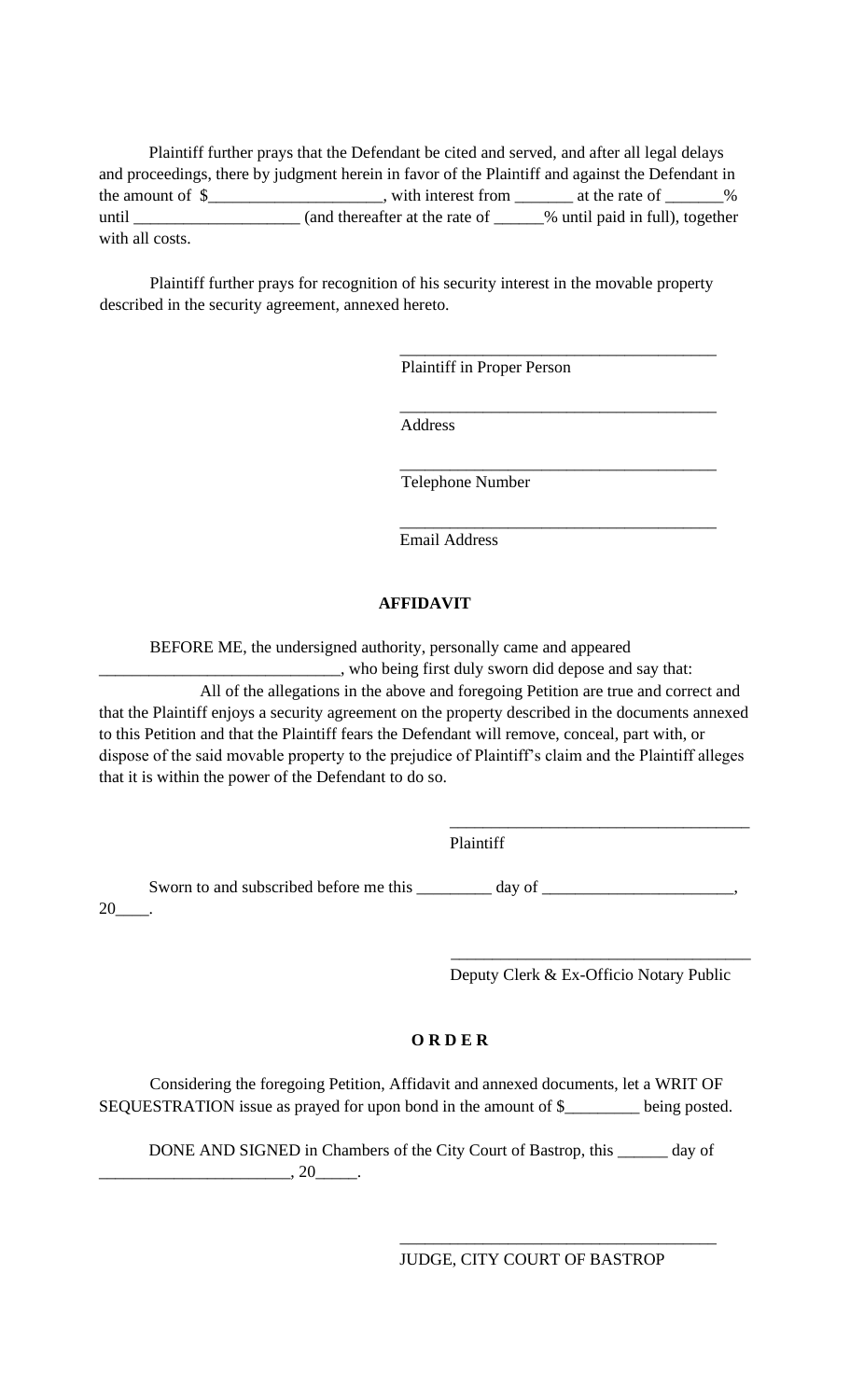Plaintiff further prays that the Defendant be cited and served, and after all legal delays and proceedings, there by judgment herein in favor of the Plaintiff and against the Defendant in the amount of $____________________, with interest from _______ at the rate of _______% until ___________________ (and thereafter at the rate of ______% until paid in full), together with all costs.

Plaintiff further prays for recognition of his security interest in the movable property described in the security agreement, annexed hereto.

_______________________________________
Plaintiff in Proper Person

_______________________________________
Address

_______________________________________
Telephone Number

_______________________________________
Email Address

**AFFIDAVIT**

BEFORE ME, the undersigned authority, personally came and appeared _____________________________, who being first duly sworn did depose and say that:

All of the allegations in the above and foregoing Petition are true and correct and that the Plaintiff enjoys a security agreement on the property described in the documents annexed to this Petition and that the Plaintiff fears the Defendant will remove, conceal, part with, or dispose of the said movable property to the prejudice of Plaintiff's claim and the Plaintiff alleges that it is within the power of the Defendant to do so.

_____________________________________
Plaintiff

Sworn to and subscribed before me this _________ day of _______________________, 20____.

_____________________________________
Deputy Clerk & Ex-Officio Notary Public

**O R D E R**

Considering the foregoing Petition, Affidavit and annexed documents, let a WRIT OF SEQUESTRATION issue as prayed for upon bond in the amount of $_________ being posted.

DONE AND SIGNED in Chambers of the City Court of Bastrop, this ______ day of _______________________, 20_____.

_______________________________________
JUDGE, CITY COURT OF BASTROP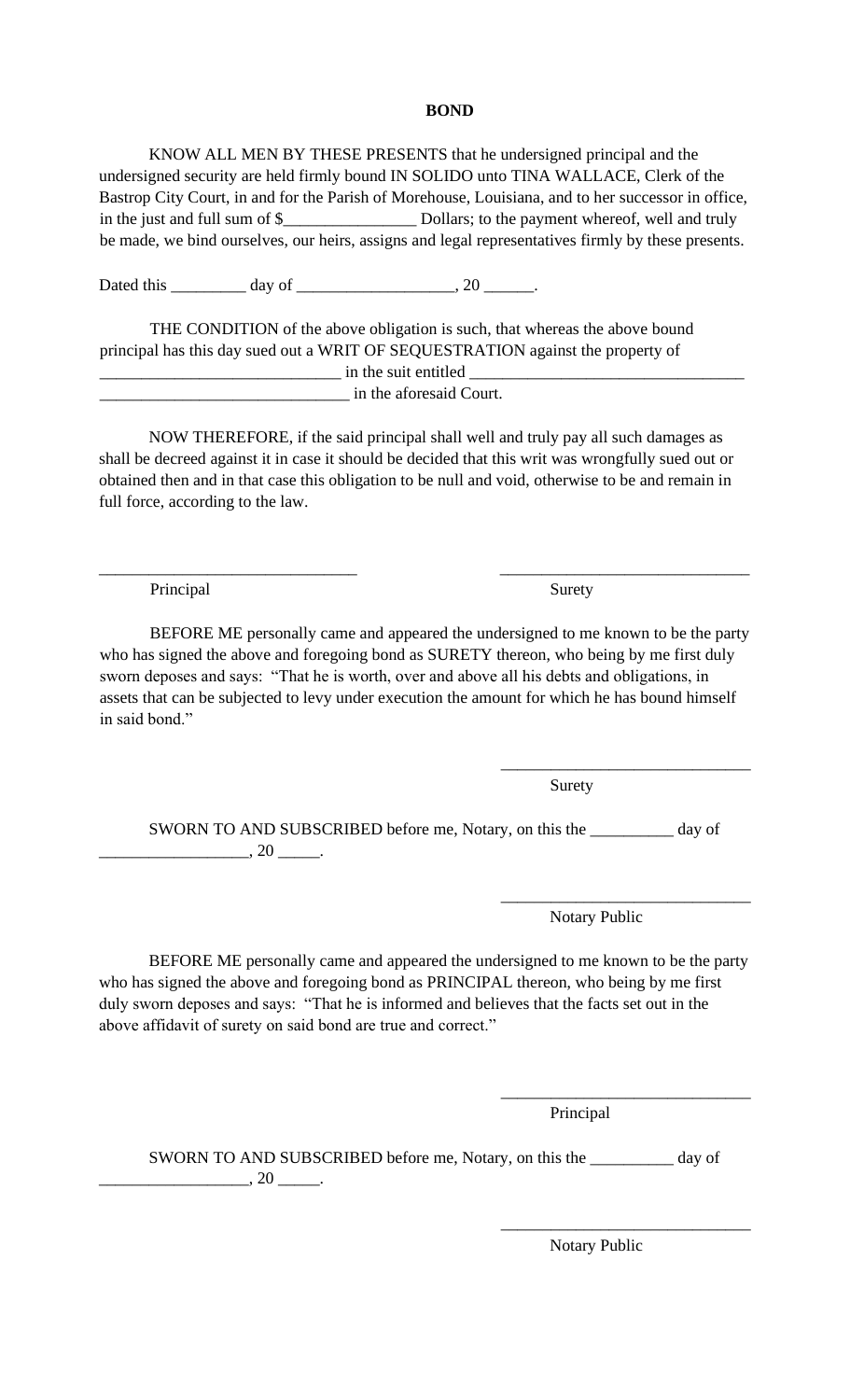**BOND**

KNOW ALL MEN BY THESE PRESENTS that he undersigned principal and the undersigned security are held firmly bound IN SOLIDO unto TINA WALLACE, Clerk of the Bastrop City Court, in and for the Parish of Morehouse, Louisiana, and to her successor in office, in the just and full sum of $________________ Dollars; to the payment whereof, well and truly be made, we bind ourselves, our heirs, assigns and legal representatives firmly by these presents.

Dated this _________ day of ___________________, 20 ______.

THE CONDITION of the above obligation is such, that whereas the above bound principal has this day sued out a WRIT OF SEQUESTRATION against the property of _____________________________ in the suit entitled _________________________________ ______________________________ in the aforesaid Court.

NOW THEREFORE, if the said principal shall well and truly pay all such damages as shall be decreed against it in case it should be decided that this writ was wrongfully sued out or obtained then and in that case this obligation to be null and void, otherwise to be and remain in full force, according to the law.

_______________________________
Principal

_______________________________
Surety

BEFORE ME personally came and appeared the undersigned to me known to be the party who has signed the above and foregoing bond as SURETY thereon, who being by me first duly sworn deposes and says: "That he is worth, over and above all his debts and obligations, in assets that can be subjected to levy under execution the amount for which he has bound himself in said bond."

_______________________________
Surety

SWORN TO AND SUBSCRIBED before me, Notary, on this the __________ day of __________________, 20 _____.

_______________________________
Notary Public

BEFORE ME personally came and appeared the undersigned to me known to be the party who has signed the above and foregoing bond as PRINCIPAL thereon, who being by me first duly sworn deposes and says: "That he is informed and believes that the facts set out in the above affidavit of surety on said bond are true and correct."

_______________________________
Principal

SWORN TO AND SUBSCRIBED before me, Notary, on this the __________ day of __________________, 20 _____.

_______________________________
Notary Public